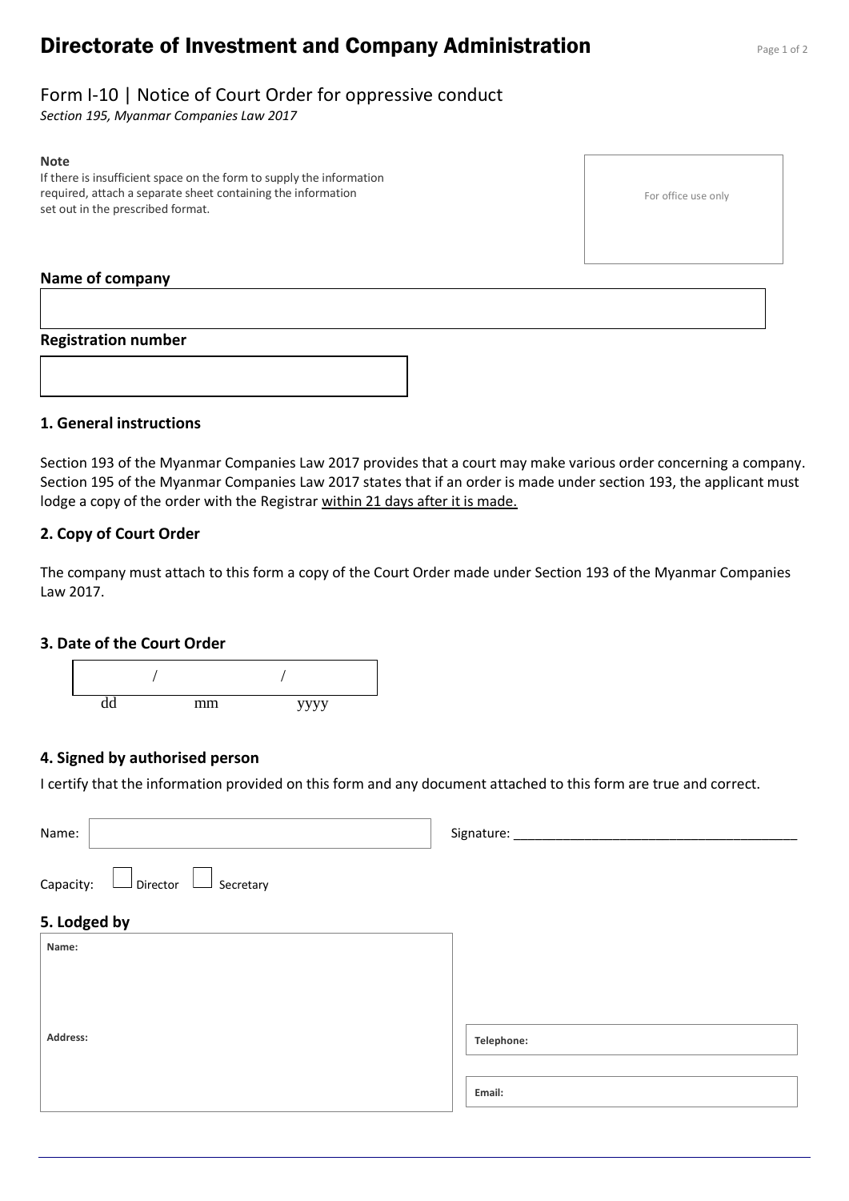# Directorate of Investment and Company Administration

## Form I-10 | Notice of Court Order for oppressive conduct

*Section 195, Myanmar Companies Law 2017*

**Note**
If there is insufficient space on the form to supply the information required, attach a separate sheet containing the information set out in the prescribed format.

For office use only

**Name of company**

**Registration number**

### 1. General instructions

Section 193 of the Myanmar Companies Law 2017 provides that a court may make various order concerning a company. Section 195 of the Myanmar Companies Law 2017 states that if an order is made under section 193, the applicant must lodge a copy of the order with the Registrar within 21 days after it is made.

### 2. Copy of Court Order

The company must attach to this form a copy of the Court Order made under Section 193 of the Myanmar Companies Law 2017.

### 3. Date of the Court Order

/ /
dd mm yyyy

### 4. Signed by authorised person

I certify that the information provided on this form and any document attached to this form are true and correct.

Name:

Signature: ______________________________________

Capacity: ☐ Director ☐ Secretary

### 5. Lodged by

**Name:**

**Address:**

**Telephone:**

**Email:**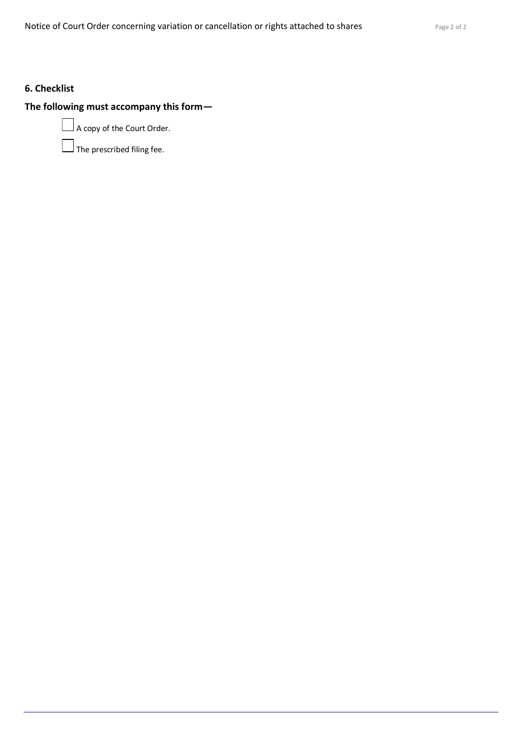## 6. Checklist

### The following must accompany this form—

- [ ] A copy of the Court Order.
- [ ] The prescribed filing fee.